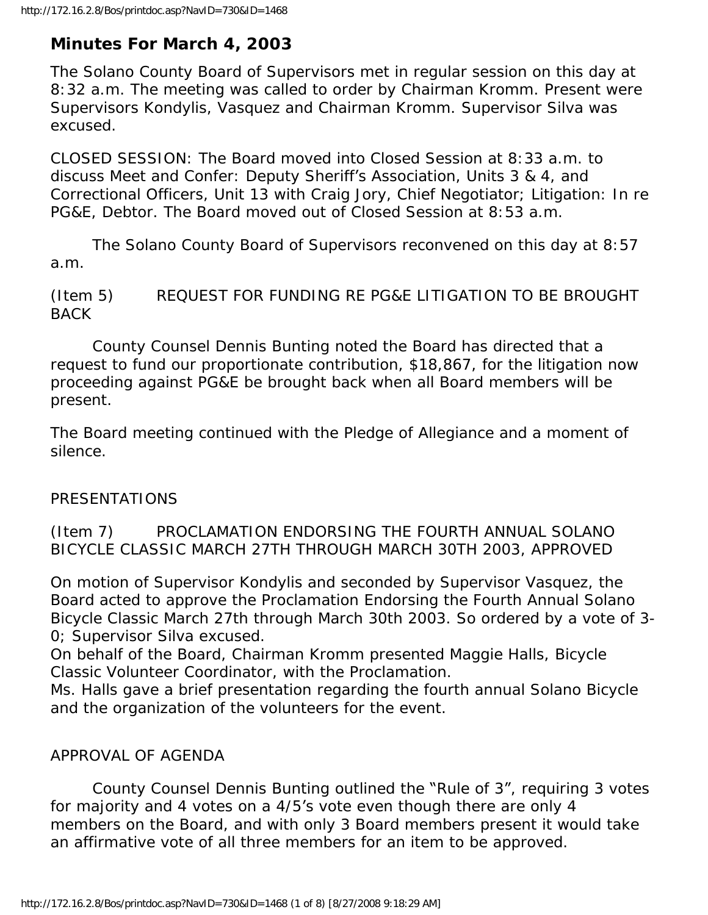## Minutes For March 4, 2003

The Solano County Board of Supervisors met in regular session on this day at 8:32 a.m. The meeting was called to order by Chairman Kromm. Present were Supervisors Kondylis, Vasquez and Chairman Kromm. Supervisor Silva was excused.

CLOSED SESSION: The Board moved into Closed Session at 8:33 a.m. to discuss Meet and Confer: Deputy Sheriff's Association, Units 3 & 4, and Correctional Officers, Unit 13 with Craig Jory, Chief Negotiator; Litigation: In re PG&E, Debtor. The Board moved out of Closed Session at 8:53 a.m.

The Solano County Board of Supervisors reconvened on this day at 8:57 a.m.

(Item 5) REQUEST FOR FUNDING RE PG&E LITIGATION TO BE BROUGHT BACK

County Counsel Dennis Bunting noted the Board has directed that a request to fund our proportionate contribution, $18,867, for the litigation now proceeding against PG&E be brought back when all Board members will be present.

The Board meeting continued with the Pledge of Allegiance and a moment of silence.

PRESENTATIONS

(Item 7) PROCLAMATION ENDORSING THE FOURTH ANNUAL SOLANO BICYCLE CLASSIC MARCH 27TH THROUGH MARCH 30TH 2003, APPROVED

On motion of Supervisor Kondylis and seconded by Supervisor Vasquez, the Board acted to approve the Proclamation Endorsing the Fourth Annual Solano Bicycle Classic March 27th through March 30th 2003. So ordered by a vote of 3-0; Supervisor Silva excused.

On behalf of the Board, Chairman Kromm presented Maggie Halls, Bicycle Classic Volunteer Coordinator, with the Proclamation.

Ms. Halls gave a brief presentation regarding the fourth annual Solano Bicycle and the organization of the volunteers for the event.

APPROVAL OF AGENDA

County Counsel Dennis Bunting outlined the "Rule of 3", requiring 3 votes for majority and 4 votes on a 4/5's vote even though there are only 4 members on the Board, and with only 3 Board members present it would take an affirmative vote of all three members for an item to be approved.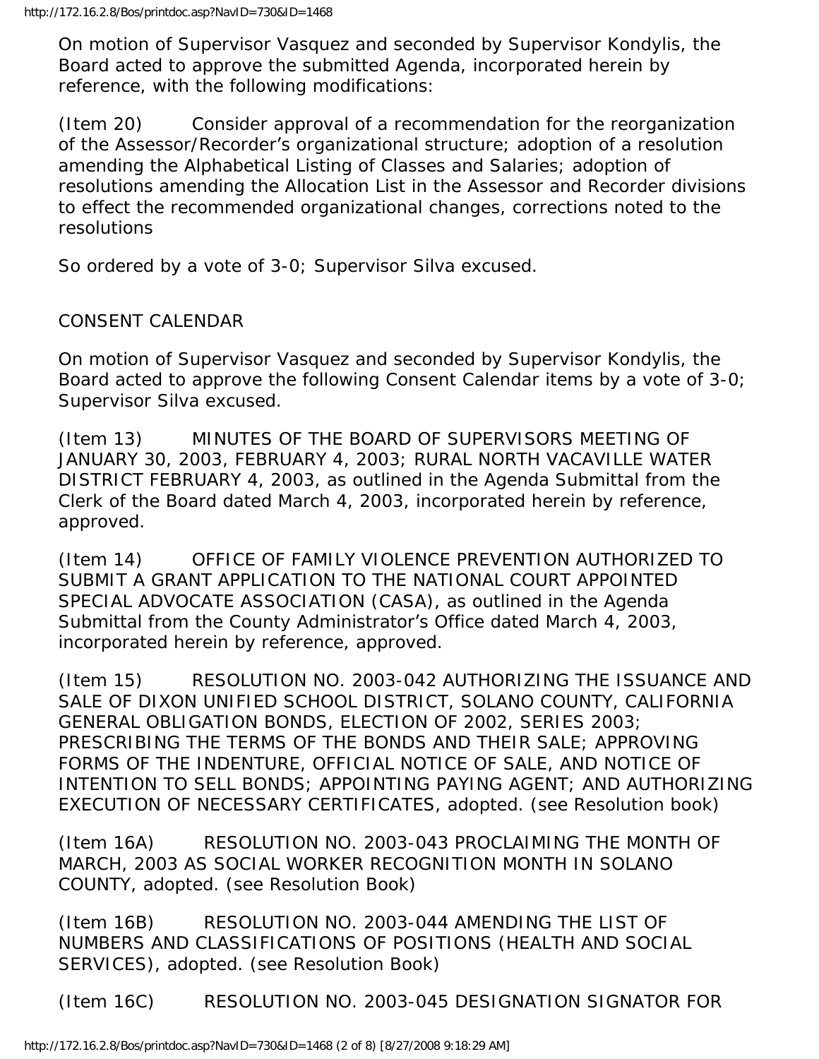On motion of Supervisor Vasquez and seconded by Supervisor Kondylis, the Board acted to approve the submitted Agenda, incorporated herein by reference, with the following modifications:

(Item 20) Consider approval of a recommendation for the reorganization of the Assessor/Recorder's organizational structure; adoption of a resolution amending the Alphabetical Listing of Classes and Salaries; adoption of resolutions amending the Allocation List in the Assessor and Recorder divisions to effect the recommended organizational changes, corrections noted to the resolutions

So ordered by a vote of 3-0; Supervisor Silva excused.

CONSENT CALENDAR

On motion of Supervisor Vasquez and seconded by Supervisor Kondylis, the Board acted to approve the following Consent Calendar items by a vote of 3-0; Supervisor Silva excused.

(Item 13) MINUTES OF THE BOARD OF SUPERVISORS MEETING OF JANUARY 30, 2003, FEBRUARY 4, 2003; RURAL NORTH VACAVILLE WATER DISTRICT FEBRUARY 4, 2003, as outlined in the Agenda Submittal from the Clerk of the Board dated March 4, 2003, incorporated herein by reference, approved.

(Item 14) OFFICE OF FAMILY VIOLENCE PREVENTION AUTHORIZED TO SUBMIT A GRANT APPLICATION TO THE NATIONAL COURT APPOINTED SPECIAL ADVOCATE ASSOCIATION (CASA), as outlined in the Agenda Submittal from the County Administrator's Office dated March 4, 2003, incorporated herein by reference, approved.

(Item 15) RESOLUTION NO. 2003-042 AUTHORIZING THE ISSUANCE AND SALE OF DIXON UNIFIED SCHOOL DISTRICT, SOLANO COUNTY, CALIFORNIA GENERAL OBLIGATION BONDS, ELECTION OF 2002, SERIES 2003; PRESCRIBING THE TERMS OF THE BONDS AND THEIR SALE; APPROVING FORMS OF THE INDENTURE, OFFICIAL NOTICE OF SALE, AND NOTICE OF INTENTION TO SELL BONDS; APPOINTING PAYING AGENT; AND AUTHORIZING EXECUTION OF NECESSARY CERTIFICATES, adopted. (see Resolution book)

(Item 16A) RESOLUTION NO. 2003-043 PROCLAIMING THE MONTH OF MARCH, 2003 AS SOCIAL WORKER RECOGNITION MONTH IN SOLANO COUNTY, adopted. (see Resolution Book)

(Item 16B) RESOLUTION NO. 2003-044 AMENDING THE LIST OF NUMBERS AND CLASSIFICATIONS OF POSITIONS (HEALTH AND SOCIAL SERVICES), adopted. (see Resolution Book)

(Item 16C) RESOLUTION NO. 2003-045 DESIGNATION SIGNATOR FOR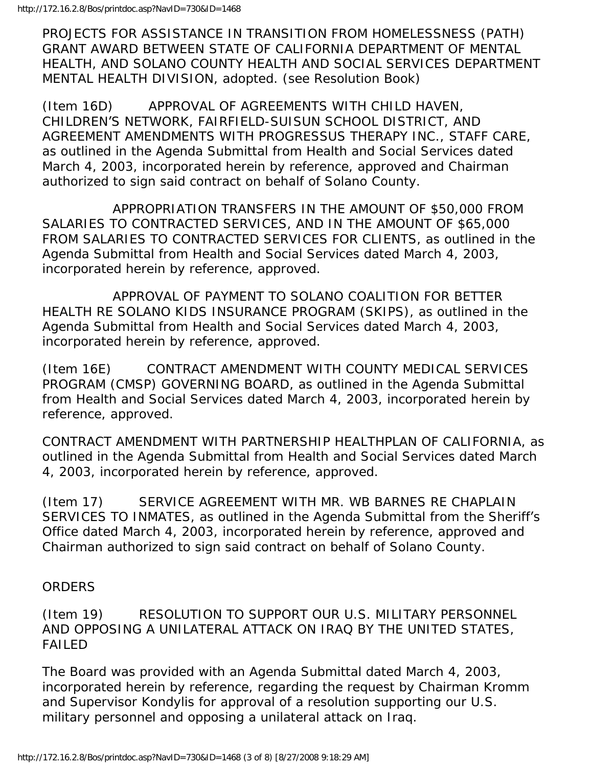PROJECTS FOR ASSISTANCE IN TRANSITION FROM HOMELESSNESS (PATH) GRANT AWARD BETWEEN STATE OF CALIFORNIA DEPARTMENT OF MENTAL HEALTH, AND SOLANO COUNTY HEALTH AND SOCIAL SERVICES DEPARTMENT MENTAL HEALTH DIVISION, adopted. (see Resolution Book)

(Item 16D) APPROVAL OF AGREEMENTS WITH CHILD HAVEN, CHILDREN'S NETWORK, FAIRFIELD-SUISUN SCHOOL DISTRICT, AND AGREEMENT AMENDMENTS WITH PROGRESSUS THERAPY INC., STAFF CARE, as outlined in the Agenda Submittal from Health and Social Services dated March 4, 2003, incorporated herein by reference, approved and Chairman authorized to sign said contract on behalf of Solano County.

APPROPRIATION TRANSFERS IN THE AMOUNT OF $50,000 FROM SALARIES TO CONTRACTED SERVICES, AND IN THE AMOUNT OF $65,000 FROM SALARIES TO CONTRACTED SERVICES FOR CLIENTS, as outlined in the Agenda Submittal from Health and Social Services dated March 4, 2003, incorporated herein by reference, approved.

APPROVAL OF PAYMENT TO SOLANO COALITION FOR BETTER HEALTH RE SOLANO KIDS INSURANCE PROGRAM (SKIPS), as outlined in the Agenda Submittal from Health and Social Services dated March 4, 2003, incorporated herein by reference, approved.

(Item 16E) CONTRACT AMENDMENT WITH COUNTY MEDICAL SERVICES PROGRAM (CMSP) GOVERNING BOARD, as outlined in the Agenda Submittal from Health and Social Services dated March 4, 2003, incorporated herein by reference, approved.

CONTRACT AMENDMENT WITH PARTNERSHIP HEALTHPLAN OF CALIFORNIA, as outlined in the Agenda Submittal from Health and Social Services dated March 4, 2003, incorporated herein by reference, approved.

(Item 17) SERVICE AGREEMENT WITH MR. WB BARNES RE CHAPLAIN SERVICES TO INMATES, as outlined in the Agenda Submittal from the Sheriff's Office dated March 4, 2003, incorporated herein by reference, approved and Chairman authorized to sign said contract on behalf of Solano County.

## ORDERS

(Item 19) RESOLUTION TO SUPPORT OUR U.S. MILITARY PERSONNEL AND OPPOSING A UNILATERAL ATTACK ON IRAQ BY THE UNITED STATES, FAILED

The Board was provided with an Agenda Submittal dated March 4, 2003, incorporated herein by reference, regarding the request by Chairman Kromm and Supervisor Kondylis for approval of a resolution supporting our U.S. military personnel and opposing a unilateral attack on Iraq.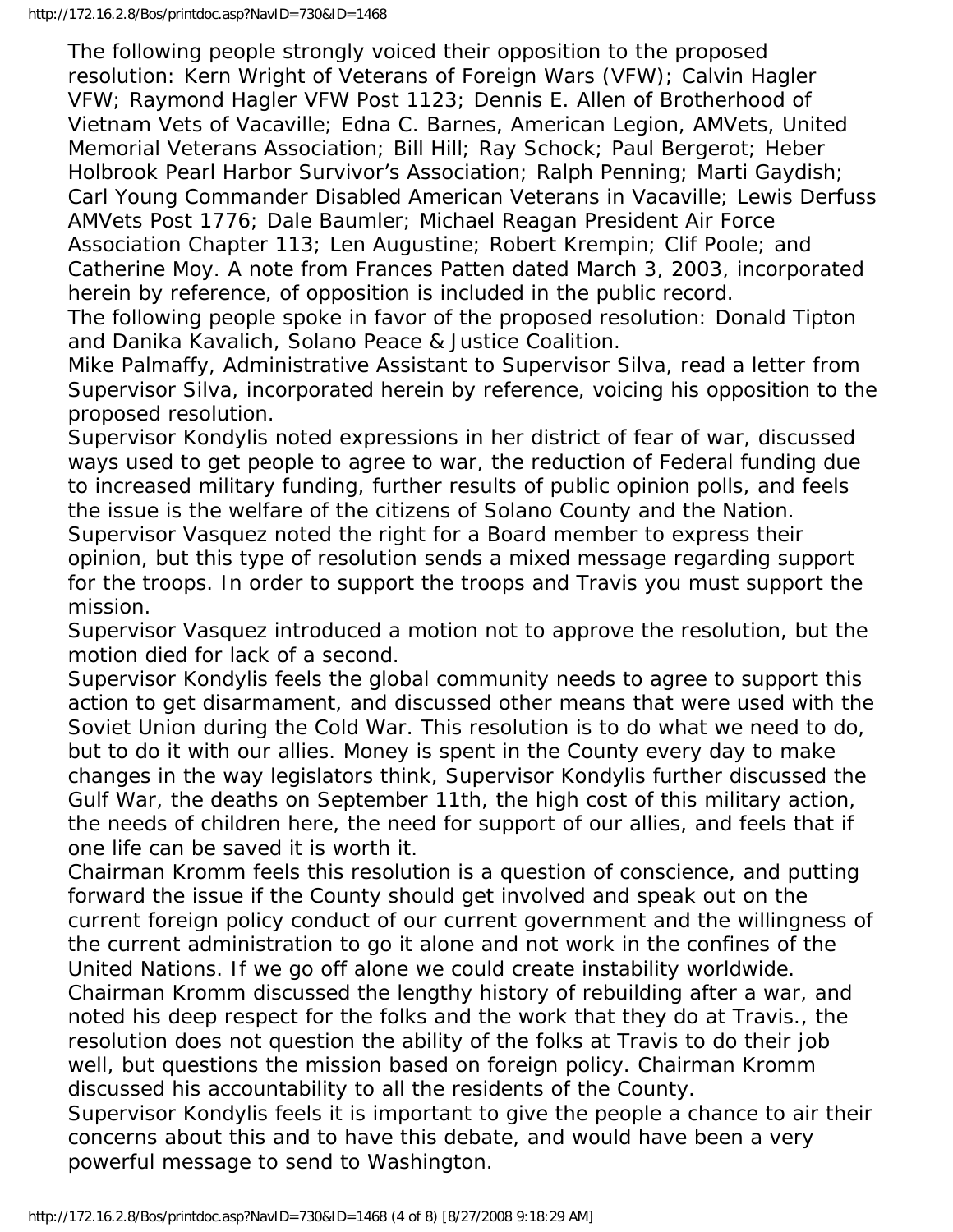The following people strongly voiced their opposition to the proposed resolution: Kern Wright of Veterans of Foreign Wars (VFW); Calvin Hagler VFW; Raymond Hagler VFW Post 1123; Dennis E. Allen of Brotherhood of Vietnam Vets of Vacaville; Edna C. Barnes, American Legion, AMVets, United Memorial Veterans Association; Bill Hill; Ray Schock; Paul Bergerot; Heber Holbrook Pearl Harbor Survivor's Association; Ralph Penning; Marti Gaydish; Carl Young Commander Disabled American Veterans in Vacaville; Lewis Derfuss AMVets Post 1776; Dale Baumler; Michael Reagan President Air Force Association Chapter 113; Len Augustine; Robert Krempin; Clif Poole; and Catherine Moy. A note from Frances Patten dated March 3, 2003, incorporated herein by reference, of opposition is included in the public record.

The following people spoke in favor of the proposed resolution: Donald Tipton and Danika Kavalich, Solano Peace & Justice Coalition.

Mike Palmaffy, Administrative Assistant to Supervisor Silva, read a letter from Supervisor Silva, incorporated herein by reference, voicing his opposition to the proposed resolution.

Supervisor Kondylis noted expressions in her district of fear of war, discussed ways used to get people to agree to war, the reduction of Federal funding due to increased military funding, further results of public opinion polls, and feels the issue is the welfare of the citizens of Solano County and the Nation.

Supervisor Vasquez noted the right for a Board member to express their opinion, but this type of resolution sends a mixed message regarding support for the troops. In order to support the troops and Travis you must support the mission.

Supervisor Vasquez introduced a motion not to approve the resolution, but the motion died for lack of a second.

Supervisor Kondylis feels the global community needs to agree to support this action to get disarmament, and discussed other means that were used with the Soviet Union during the Cold War. This resolution is to do what we need to do, but to do it with our allies. Money is spent in the County every day to make changes in the way legislators think, Supervisor Kondylis further discussed the Gulf War, the deaths on September 11th, the high cost of this military action, the needs of children here, the need for support of our allies, and feels that if one life can be saved it is worth it.

Chairman Kromm feels this resolution is a question of conscience, and putting forward the issue if the County should get involved and speak out on the current foreign policy conduct of our current government and the willingness of the current administration to go it alone and not work in the confines of the United Nations. If we go off alone we could create instability worldwide.

Chairman Kromm discussed the lengthy history of rebuilding after a war, and noted his deep respect for the folks and the work that they do at Travis., the resolution does not question the ability of the folks at Travis to do their job well, but questions the mission based on foreign policy. Chairman Kromm discussed his accountability to all the residents of the County.

Supervisor Kondylis feels it is important to give the people a chance to air their concerns about this and to have this debate, and would have been a very powerful message to send to Washington.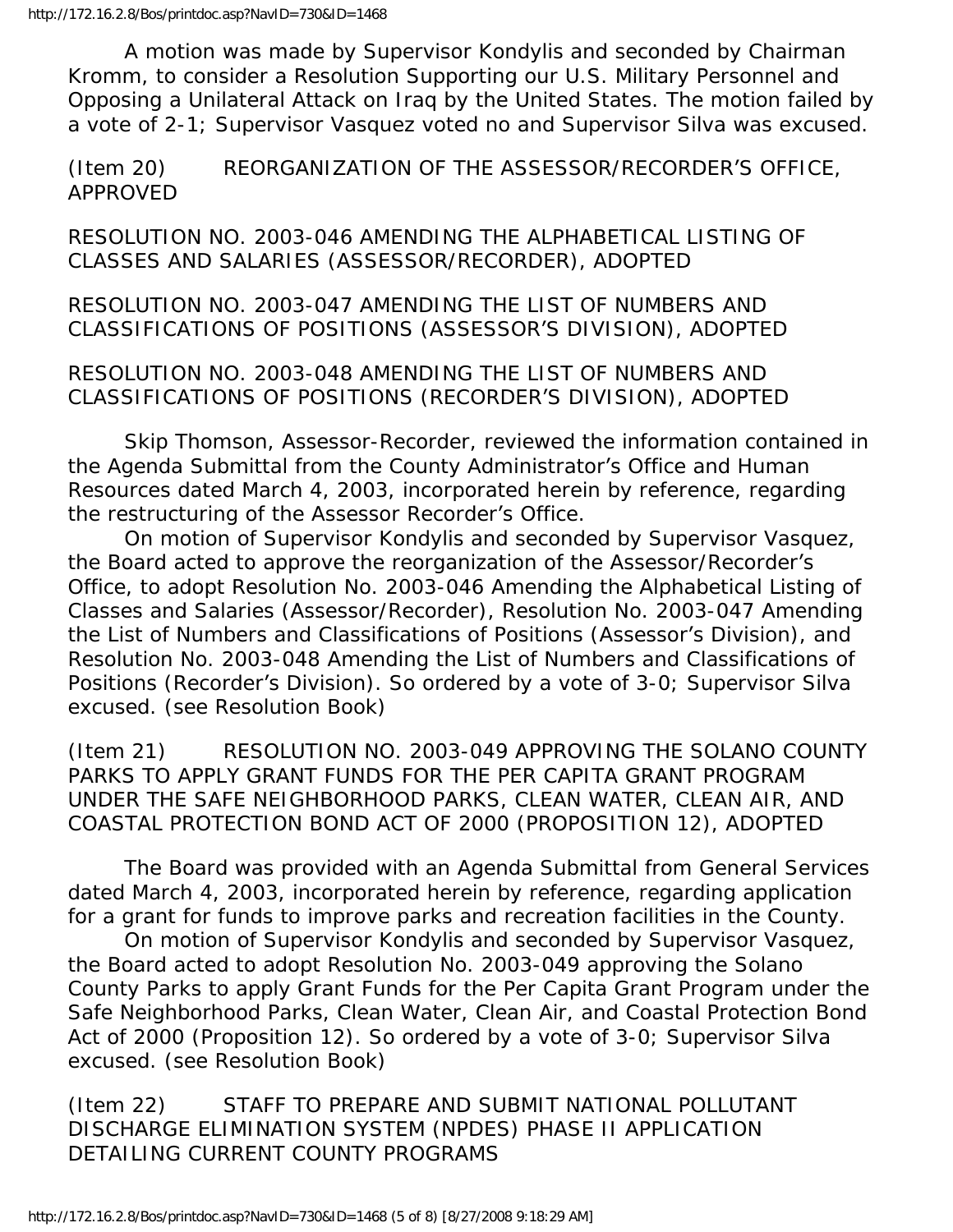A motion was made by Supervisor Kondylis and seconded by Chairman Kromm, to consider a Resolution Supporting our U.S. Military Personnel and Opposing a Unilateral Attack on Iraq by the United States. The motion failed by a vote of 2-1; Supervisor Vasquez voted no and Supervisor Silva was excused.

(Item 20) REORGANIZATION OF THE ASSESSOR/RECORDER'S OFFICE, APPROVED

RESOLUTION NO. 2003-046 AMENDING THE ALPHABETICAL LISTING OF CLASSES AND SALARIES (ASSESSOR/RECORDER), ADOPTED

RESOLUTION NO. 2003-047 AMENDING THE LIST OF NUMBERS AND CLASSIFICATIONS OF POSITIONS (ASSESSOR'S DIVISION), ADOPTED

RESOLUTION NO. 2003-048 AMENDING THE LIST OF NUMBERS AND CLASSIFICATIONS OF POSITIONS (RECORDER'S DIVISION), ADOPTED

Skip Thomson, Assessor-Recorder, reviewed the information contained in the Agenda Submittal from the County Administrator's Office and Human Resources dated March 4, 2003, incorporated herein by reference, regarding the restructuring of the Assessor Recorder's Office.

On motion of Supervisor Kondylis and seconded by Supervisor Vasquez, the Board acted to approve the reorganization of the Assessor/Recorder's Office, to adopt Resolution No. 2003-046 Amending the Alphabetical Listing of Classes and Salaries (Assessor/Recorder), Resolution No. 2003-047 Amending the List of Numbers and Classifications of Positions (Assessor's Division), and Resolution No. 2003-048 Amending the List of Numbers and Classifications of Positions (Recorder's Division). So ordered by a vote of 3-0; Supervisor Silva excused. (see Resolution Book)

(Item 21) RESOLUTION NO. 2003-049 APPROVING THE SOLANO COUNTY PARKS TO APPLY GRANT FUNDS FOR THE PER CAPITA GRANT PROGRAM UNDER THE SAFE NEIGHBORHOOD PARKS, CLEAN WATER, CLEAN AIR, AND COASTAL PROTECTION BOND ACT OF 2000 (PROPOSITION 12), ADOPTED

The Board was provided with an Agenda Submittal from General Services dated March 4, 2003, incorporated herein by reference, regarding application for a grant for funds to improve parks and recreation facilities in the County.

On motion of Supervisor Kondylis and seconded by Supervisor Vasquez, the Board acted to adopt Resolution No. 2003-049 approving the Solano County Parks to apply Grant Funds for the Per Capita Grant Program under the Safe Neighborhood Parks, Clean Water, Clean Air, and Coastal Protection Bond Act of 2000 (Proposition 12). So ordered by a vote of 3-0; Supervisor Silva excused. (see Resolution Book)

(Item 22) STAFF TO PREPARE AND SUBMIT NATIONAL POLLUTANT DISCHARGE ELIMINATION SYSTEM (NPDES) PHASE II APPLICATION DETAILING CURRENT COUNTY PROGRAMS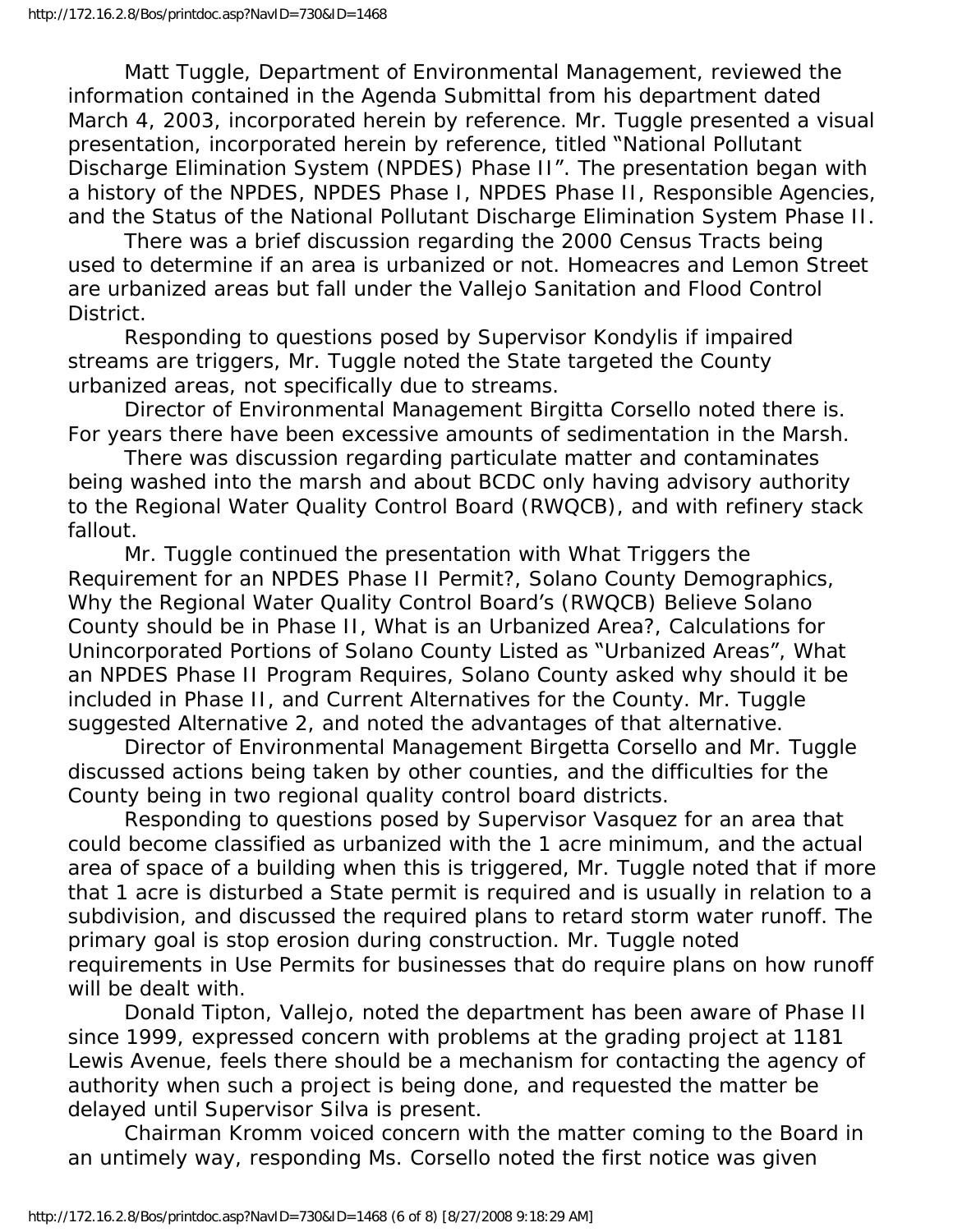Matt Tuggle, Department of Environmental Management, reviewed the information contained in the Agenda Submittal from his department dated March 4, 2003, incorporated herein by reference. Mr. Tuggle presented a visual presentation, incorporated herein by reference, titled "National Pollutant Discharge Elimination System (NPDES) Phase II". The presentation began with a history of the NPDES, NPDES Phase I, NPDES Phase II, Responsible Agencies, and the Status of the National Pollutant Discharge Elimination System Phase II.

There was a brief discussion regarding the 2000 Census Tracts being used to determine if an area is urbanized or not. Homeacres and Lemon Street are urbanized areas but fall under the Vallejo Sanitation and Flood Control District.

Responding to questions posed by Supervisor Kondylis if impaired streams are triggers, Mr. Tuggle noted the State targeted the County urbanized areas, not specifically due to streams.

Director of Environmental Management Birgitta Corsello noted there is. For years there have been excessive amounts of sedimentation in the Marsh.

There was discussion regarding particulate matter and contaminates being washed into the marsh and about BCDC only having advisory authority to the Regional Water Quality Control Board (RWQCB), and with refinery stack fallout.

Mr. Tuggle continued the presentation with What Triggers the Requirement for an NPDES Phase II Permit?, Solano County Demographics, Why the Regional Water Quality Control Board's (RWQCB) Believe Solano County should be in Phase II, What is an Urbanized Area?, Calculations for Unincorporated Portions of Solano County Listed as "Urbanized Areas", What an NPDES Phase II Program Requires, Solano County asked why should it be included in Phase II, and Current Alternatives for the County. Mr. Tuggle suggested Alternative 2, and noted the advantages of that alternative.

Director of Environmental Management Birgetta Corsello and Mr. Tuggle discussed actions being taken by other counties, and the difficulties for the County being in two regional quality control board districts.

Responding to questions posed by Supervisor Vasquez for an area that could become classified as urbanized with the 1 acre minimum, and the actual area of space of a building when this is triggered, Mr. Tuggle noted that if more that 1 acre is disturbed a State permit is required and is usually in relation to a subdivision, and discussed the required plans to retard storm water runoff. The primary goal is stop erosion during construction. Mr. Tuggle noted requirements in Use Permits for businesses that do require plans on how runoff will be dealt with.

Donald Tipton, Vallejo, noted the department has been aware of Phase II since 1999, expressed concern with problems at the grading project at 1181 Lewis Avenue, feels there should be a mechanism for contacting the agency of authority when such a project is being done, and requested the matter be delayed until Supervisor Silva is present.

Chairman Kromm voiced concern with the matter coming to the Board in an untimely way, responding Ms. Corsello noted the first notice was given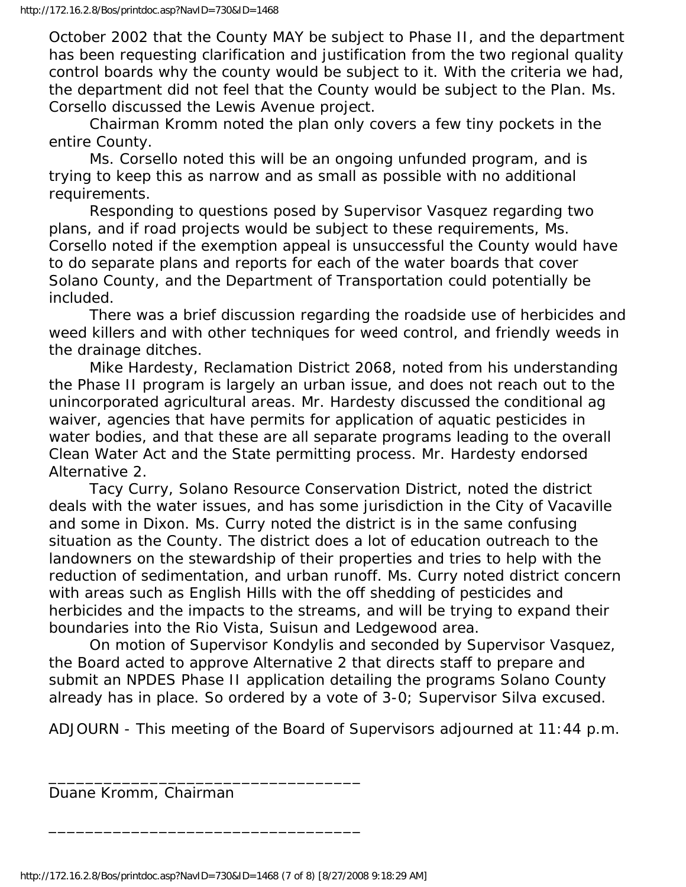October 2002 that the County MAY be subject to Phase II, and the department has been requesting clarification and justification from the two regional quality control boards why the county would be subject to it. With the criteria we had, the department did not feel that the County would be subject to the Plan. Ms. Corsello discussed the Lewis Avenue project.

Chairman Kromm noted the plan only covers a few tiny pockets in the entire County.

Ms. Corsello noted this will be an ongoing unfunded program, and is trying to keep this as narrow and as small as possible with no additional requirements.

Responding to questions posed by Supervisor Vasquez regarding two plans, and if road projects would be subject to these requirements, Ms. Corsello noted if the exemption appeal is unsuccessful the County would have to do separate plans and reports for each of the water boards that cover Solano County, and the Department of Transportation could potentially be included.

There was a brief discussion regarding the roadside use of herbicides and weed killers and with other techniques for weed control, and friendly weeds in the drainage ditches.

Mike Hardesty, Reclamation District 2068, noted from his understanding the Phase II program is largely an urban issue, and does not reach out to the unincorporated agricultural areas. Mr. Hardesty discussed the conditional ag waiver, agencies that have permits for application of aquatic pesticides in water bodies, and that these are all separate programs leading to the overall Clean Water Act and the State permitting process. Mr. Hardesty endorsed Alternative 2.

Tacy Curry, Solano Resource Conservation District, noted the district deals with the water issues, and has some jurisdiction in the City of Vacaville and some in Dixon. Ms. Curry noted the district is in the same confusing situation as the County. The district does a lot of education outreach to the landowners on the stewardship of their properties and tries to help with the reduction of sedimentation, and urban runoff. Ms. Curry noted district concern with areas such as English Hills with the off shedding of pesticides and herbicides and the impacts to the streams, and will be trying to expand their boundaries into the Rio Vista, Suisun and Ledgewood area.

On motion of Supervisor Kondylis and seconded by Supervisor Vasquez, the Board acted to approve Alternative 2 that directs staff to prepare and submit an NPDES Phase II application detailing the programs Solano County already has in place. So ordered by a vote of 3-0; Supervisor Silva excused.

ADJOURN - This meeting of the Board of Supervisors adjourned at 11:44 p.m.

\_\_\_\_\_\_\_\_\_\_\_\_\_\_\_\_\_\_\_\_\_\_\_\_\_\_\_\_\_\_\_\_\_\_
Duane Kromm, Chairman

\_\_\_\_\_\_\_\_\_\_\_\_\_\_\_\_\_\_\_\_\_\_\_\_\_\_\_\_\_\_\_\_\_\_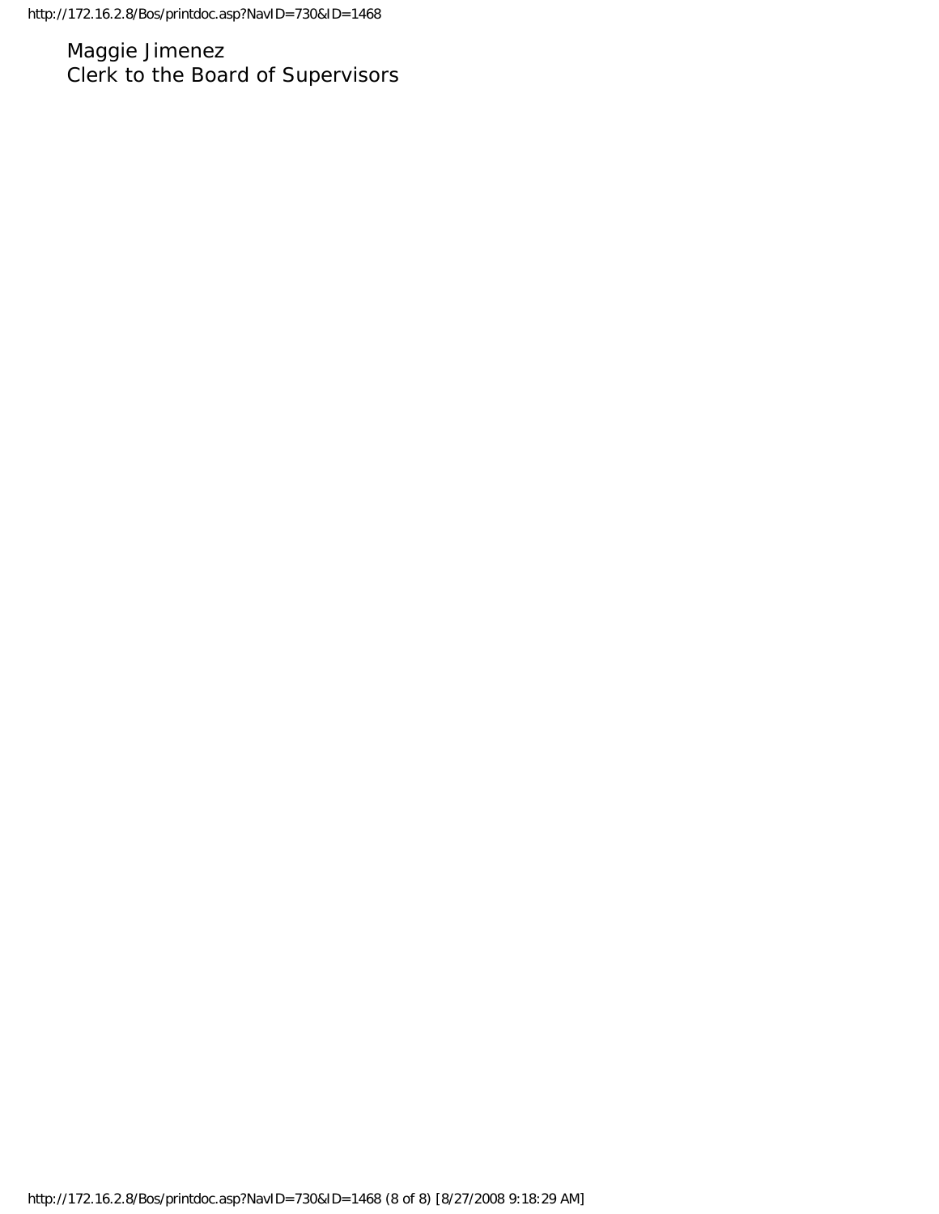Maggie Jimenez
Clerk to the Board of Supervisors